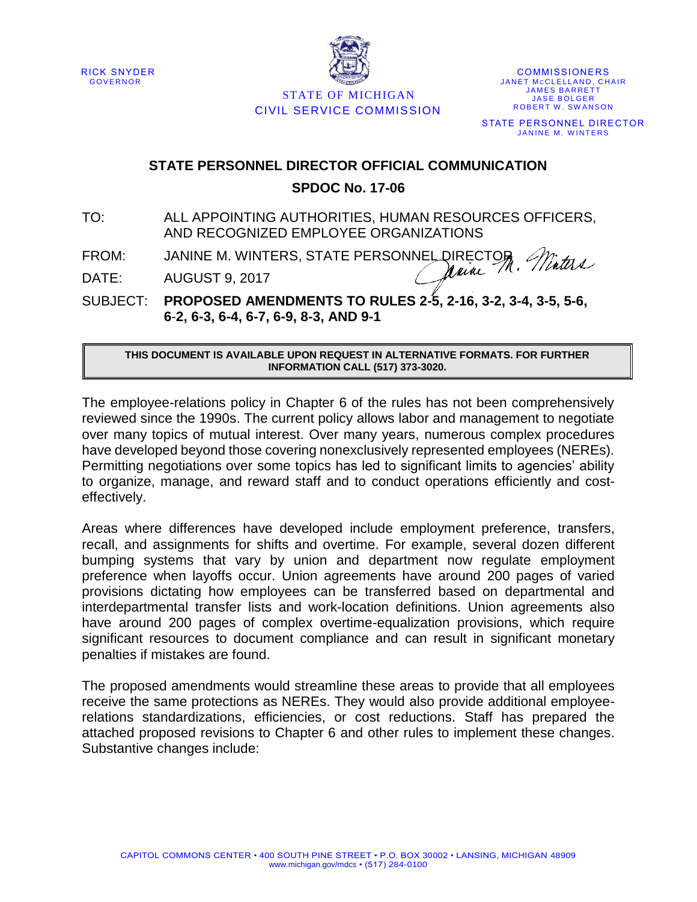RICK SNYDER
GOVERNOR

STATE OF MICHIGAN
CIVIL SERVICE COMMISSION

COMMISSIONERS
JANET McCLELLAND, CHAIR
JAMES BARRETT
JASE BOLGER
ROBERT W. SWANSON

STATE PERSONNEL DIRECTOR
JANINE M. WINTERS

## STATE PERSONNEL DIRECTOR OFFICIAL COMMUNICATION

## SPDOC No. 17-06

TO: ALL APPOINTING AUTHORITIES, HUMAN RESOURCES OFFICERS, AND RECOGNIZED EMPLOYEE ORGANIZATIONS

FROM: JANINE M. WINTERS, STATE PERSONNEL DIRECTOR

DATE: AUGUST 9, 2017

SUBJECT: **PROPOSED AMENDMENTS TO RULES 2-5, 2-16, 3-2, 3-4, 3-5, 5-6, 6-2, 6-3, 6-4, 6-7, 6-9, 8-3, AND 9-1**

**THIS DOCUMENT IS AVAILABLE UPON REQUEST IN ALTERNATIVE FORMATS. FOR FURTHER INFORMATION CALL (517) 373-3020.**

The employee-relations policy in Chapter 6 of the rules has not been comprehensively reviewed since the 1990s. The current policy allows labor and management to negotiate over many topics of mutual interest. Over many years, numerous complex procedures have developed beyond those covering nonexclusively represented employees (NEREs). Permitting negotiations over some topics has led to significant limits to agencies' ability to organize, manage, and reward staff and to conduct operations efficiently and cost-effectively.

Areas where differences have developed include employment preference, transfers, recall, and assignments for shifts and overtime. For example, several dozen different bumping systems that vary by union and department now regulate employment preference when layoffs occur. Union agreements have around 200 pages of varied provisions dictating how employees can be transferred based on departmental and interdepartmental transfer lists and work-location definitions. Union agreements also have around 200 pages of complex overtime-equalization provisions, which require significant resources to document compliance and can result in significant monetary penalties if mistakes are found.

The proposed amendments would streamline these areas to provide that all employees receive the same protections as NEREs. They would also provide additional employee-relations standardizations, efficiencies, or cost reductions. Staff has prepared the attached proposed revisions to Chapter 6 and other rules to implement these changes. Substantive changes include:

CAPITOL COMMONS CENTER • 400 SOUTH PINE STREET • P.O. BOX 30002 • LANSING, MICHIGAN 48909
www.michigan.gov/mdcs • (517) 284-0100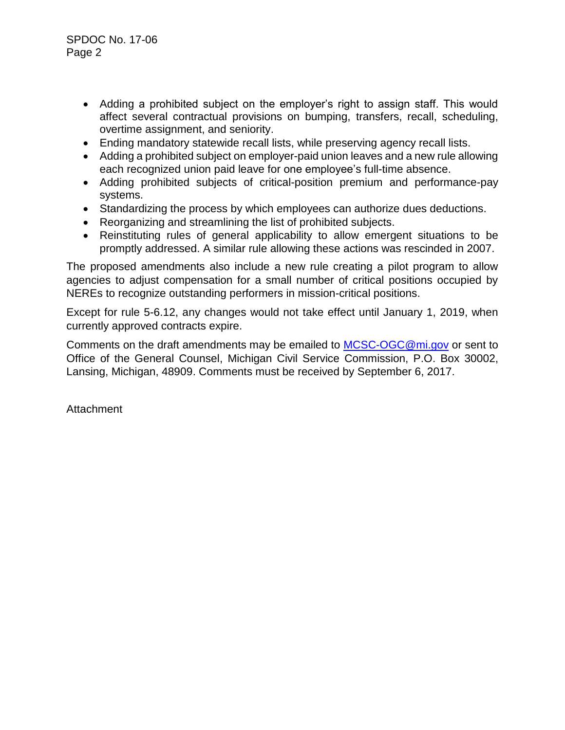- Adding a prohibited subject on the employer's right to assign staff. This would affect several contractual provisions on bumping, transfers, recall, scheduling, overtime assignment, and seniority.
- Ending mandatory statewide recall lists, while preserving agency recall lists.
- Adding a prohibited subject on employer-paid union leaves and a new rule allowing each recognized union paid leave for one employee's full-time absence.
- Adding prohibited subjects of critical-position premium and performance-pay systems.
- Standardizing the process by which employees can authorize dues deductions.
- Reorganizing and streamlining the list of prohibited subjects.
- Reinstituting rules of general applicability to allow emergent situations to be promptly addressed. A similar rule allowing these actions was rescinded in 2007.

The proposed amendments also include a new rule creating a pilot program to allow agencies to adjust compensation for a small number of critical positions occupied by NEREs to recognize outstanding performers in mission-critical positions.

Except for rule 5-6.12, any changes would not take effect until January 1, 2019, when currently approved contracts expire.

Comments on the draft amendments may be emailed to MCSC-OGC@mi.gov or sent to Office of the General Counsel, Michigan Civil Service Commission, P.O. Box 30002, Lansing, Michigan, 48909. Comments must be received by September 6, 2017.

Attachment